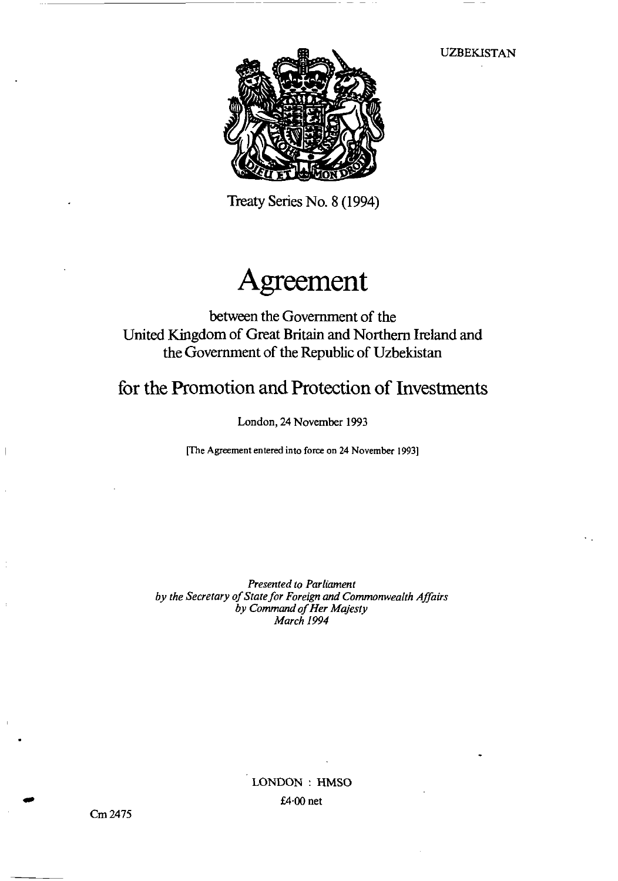UZBEKISTAN

Treaty Series No. 8 (1994)

# Agreement

between the Government of the United Kingdom of Great Britain and Northern Ireland and the Government of the Republic of Uzbekistan

## for the Promotion and Protection of Investments

London, 24 November 1993

[The Agreement entered into force on 24 November 1993]

*Presented to Parliament by the Secretary of State for Foreign and Commonwealth Affairs by Command of Her Majesty March 1994*

LONDON : HMSO

£4·00 net

Cm 2475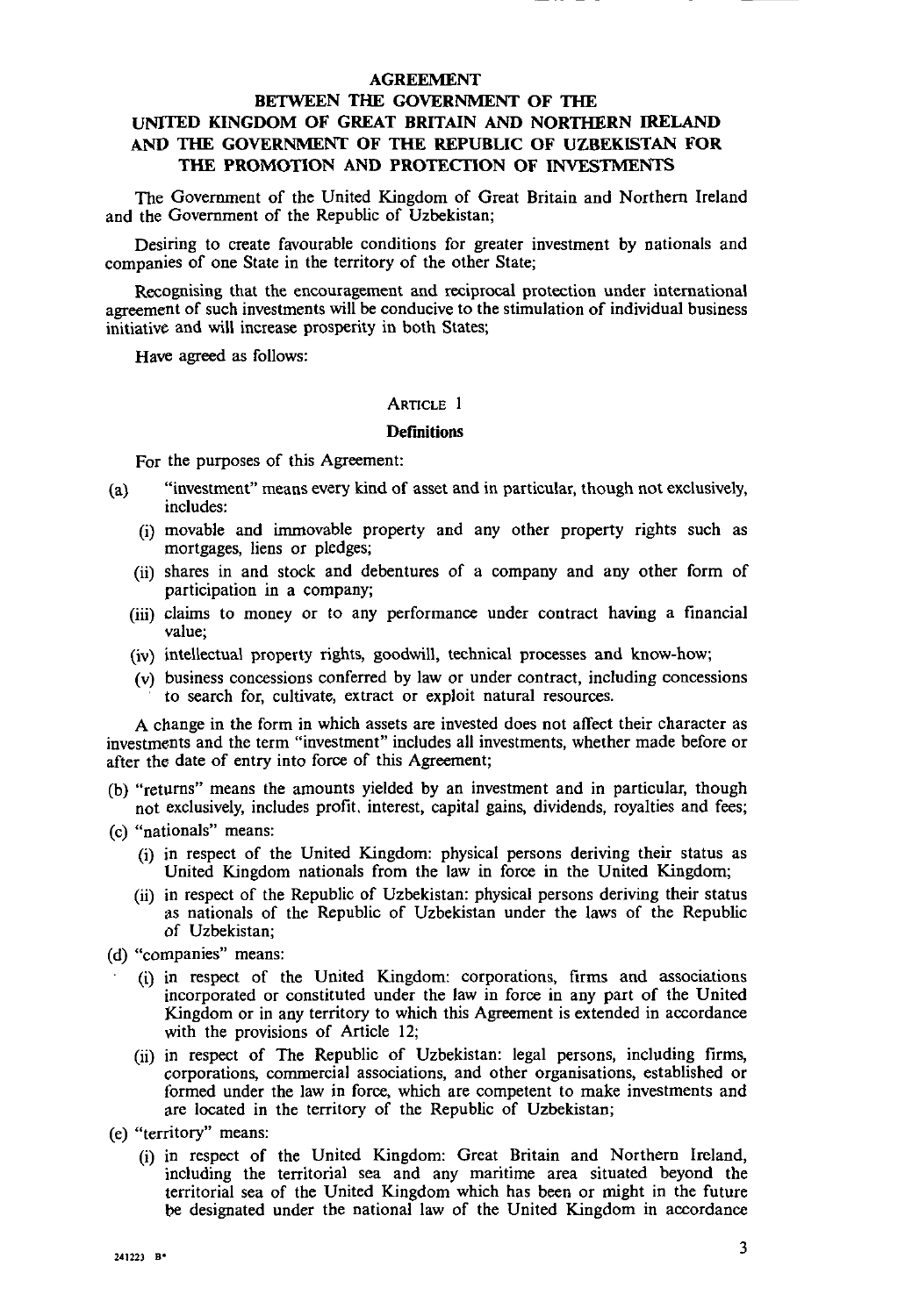# AGREEMENT

## BETWEEN THE GOVERNMENT OF THE UNITED KINGDOM OF GREAT BRITAIN AND NORTHERN IRELAND AND THE GOVERNMENT OF THE REPUBLIC OF UZBEKISTAN FOR THE PROMOTION AND PROTECTION OF INVESTMENTS

The Government of the United Kingdom of Great Britain and Northern Ireland and the Government of the Republic of Uzbekistan;

Desiring to create favourable conditions for greater investment by nationals and companies of one State in the territory of the other State;

Recognising that the encouragement and reciprocal protection under international agreement of such investments will be conducive to the stimulation of individual business initiative and will increase prosperity in both States;

Have agreed as follows:

### ARTICLE 1

### Definitions

For the purposes of this Agreement:

(a) "investment" means every kind of asset and in particular, though not exclusively, includes:

   (i) movable and immovable property and any other property rights such as mortgages, liens or pledges;

   (ii) shares in and stock and debentures of a company and any other form of participation in a company;

   (iii) claims to money or to any performance under contract having a financial value;

   (iv) intellectual property rights, goodwill, technical processes and know-how;

   (v) business concessions conferred by law or under contract, including concessions to search for, cultivate, extract or exploit natural resources.

A change in the form in which assets are invested does not affect their character as investments and the term "investment" includes all investments, whether made before or after the date of entry into force of this Agreement;

(b) "returns" means the amounts yielded by an investment and in particular, though not exclusively, includes profit, interest, capital gains, dividends, royalties and fees;

(c) "nationals" means:

   (i) in respect of the United Kingdom: physical persons deriving their status as United Kingdom nationals from the law in force in the United Kingdom;

   (ii) in respect of the Republic of Uzbekistan: physical persons deriving their status as nationals of the Republic of Uzbekistan under the laws of the Republic of Uzbekistan;

(d) "companies" means:

   (i) in respect of the United Kingdom: corporations, firms and associations incorporated or constituted under the law in force in any part of the United Kingdom or in any territory to which this Agreement is extended in accordance with the provisions of Article 12;

   (ii) in respect of The Republic of Uzbekistan: legal persons, including firms, corporations, commercial associations, and other organisations, established or formed under the law in force, which are competent to make investments and are located in the territory of the Republic of Uzbekistan;

(e) "territory" means:

   (i) in respect of the United Kingdom: Great Britain and Northern Ireland, including the territorial sea and any maritime area situated beyond the territorial sea of the United Kingdom which has been or might in the future be designated under the national law of the United Kingdom in accordance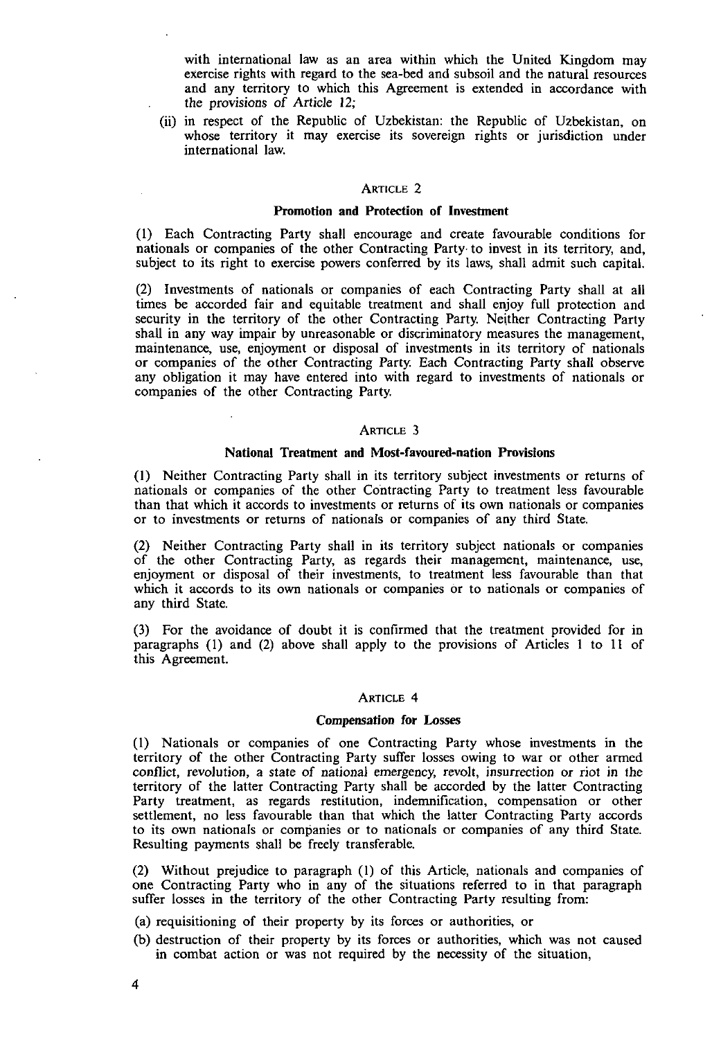with international law as an area within which the United Kingdom may exercise rights with regard to the sea-bed and subsoil and the natural resources and any territory to which this Agreement is extended in accordance with the provisions of Article 12;

(ii) in respect of the Republic of Uzbekistan: the Republic of Uzbekistan, on whose territory it may exercise its sovereign rights or jurisdiction under international law.

ARTICLE 2

**Promotion and Protection of Investment**

(1) Each Contracting Party shall encourage and create favourable conditions for nationals or companies of the other Contracting Party to invest in its territory, and, subject to its right to exercise powers conferred by its laws, shall admit such capital.

(2) Investments of nationals or companies of each Contracting Party shall at all times be accorded fair and equitable treatment and shall enjoy full protection and security in the territory of the other Contracting Party. Neither Contracting Party shall in any way impair by unreasonable or discriminatory measures the management, maintenance, use, enjoyment or disposal of investments in its territory of nationals or companies of the other Contracting Party. Each Contracting Party shall observe any obligation it may have entered into with regard to investments of nationals or companies of the other Contracting Party.

ARTICLE 3

**National Treatment and Most-favoured-nation Provisions**

(1) Neither Contracting Party shall in its territory subject investments or returns of nationals or companies of the other Contracting Party to treatment less favourable than that which it accords to investments or returns of its own nationals or companies or to investments or returns of nationals or companies of any third State.

(2) Neither Contracting Party shall in its territory subject nationals or companies of the other Contracting Party, as regards their management, maintenance, use, enjoyment or disposal of their investments, to treatment less favourable than that which it accords to its own nationals or companies or to nationals or companies of any third State.

(3) For the avoidance of doubt it is confirmed that the treatment provided for in paragraphs (1) and (2) above shall apply to the provisions of Articles 1 to 11 of this Agreement.

ARTICLE 4

**Compensation for Losses**

(1) Nationals or companies of one Contracting Party whose investments in the territory of the other Contracting Party suffer losses owing to war or other armed conflict, revolution, a state of national emergency, revolt, insurrection or riot in the territory of the latter Contracting Party shall be accorded by the latter Contracting Party treatment, as regards restitution, indemnification, compensation or other settlement, no less favourable than that which the latter Contracting Party accords to its own nationals or companies or to nationals or companies of any third State. Resulting payments shall be freely transferable.

(2) Without prejudice to paragraph (1) of this Article, nationals and companies of one Contracting Party who in any of the situations referred to in that paragraph suffer losses in the territory of the other Contracting Party resulting from:

(a) requisitioning of their property by its forces or authorities, or

(b) destruction of their property by its forces or authorities, which was not caused in combat action or was not required by the necessity of the situation,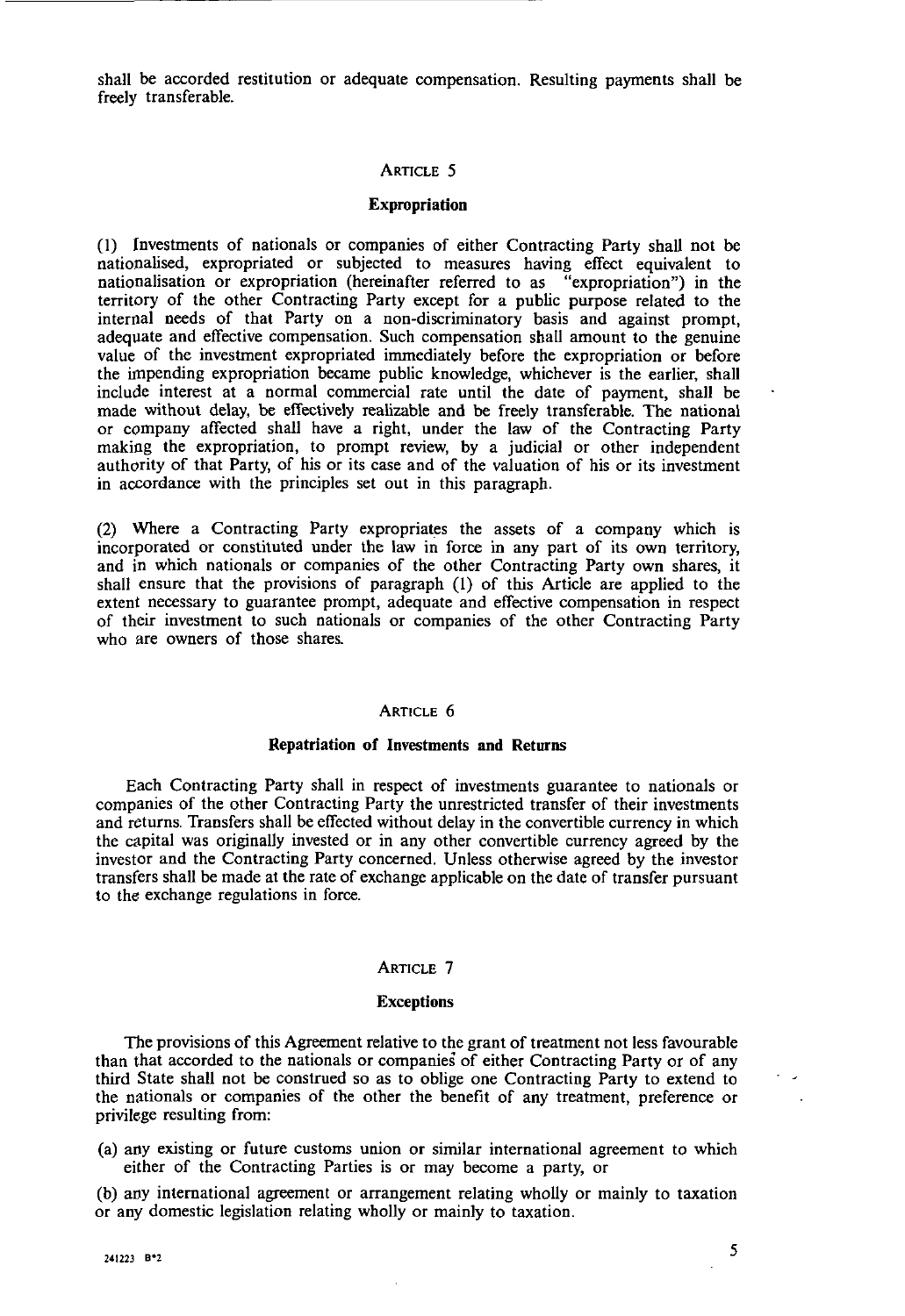shall be accorded restitution or adequate compensation. Resulting payments shall be freely transferable.

### Article 5

### Expropriation

(1) Investments of nationals or companies of either Contracting Party shall not be nationalised, expropriated or subjected to measures having effect equivalent to nationalisation or expropriation (hereinafter referred to as "expropriation") in the territory of the other Contracting Party except for a public purpose related to the internal needs of that Party on a non-discriminatory basis and against prompt, adequate and effective compensation. Such compensation shall amount to the genuine value of the investment expropriated immediately before the expropriation or before the impending expropriation became public knowledge, whichever is the earlier, shall include interest at a normal commercial rate until the date of payment, shall be made without delay, be effectively realizable and be freely transferable. The national or company affected shall have a right, under the law of the Contracting Party making the expropriation, to prompt review, by a judicial or other independent authority of that Party, of his or its case and of the valuation of his or its investment in accordance with the principles set out in this paragraph.

(2) Where a Contracting Party expropriates the assets of a company which is incorporated or constituted under the law in force in any part of its own territory, and in which nationals or companies of the other Contracting Party own shares, it shall ensure that the provisions of paragraph (1) of this Article are applied to the extent necessary to guarantee prompt, adequate and effective compensation in respect of their investment to such nationals or companies of the other Contracting Party who are owners of those shares.

### Article 6

### Repatriation of Investments and Returns

Each Contracting Party shall in respect of investments guarantee to nationals or companies of the other Contracting Party the unrestricted transfer of their investments and returns. Transfers shall be effected without delay in the convertible currency in which the capital was originally invested or in any other convertible currency agreed by the investor and the Contracting Party concerned. Unless otherwise agreed by the investor transfers shall be made at the rate of exchange applicable on the date of transfer pursuant to the exchange regulations in force.

### Article 7

### Exceptions

The provisions of this Agreement relative to the grant of treatment not less favourable than that accorded to the nationals or companies of either Contracting Party or of any third State shall not be construed so as to oblige one Contracting Party to extend to the nationals or companies of the other the benefit of any treatment, preference or privilege resulting from:

(a) any existing or future customs union or similar international agreement to which either of the Contracting Parties is or may become a party, or

(b) any international agreement or arrangement relating wholly or mainly to taxation or any domestic legislation relating wholly or mainly to taxation.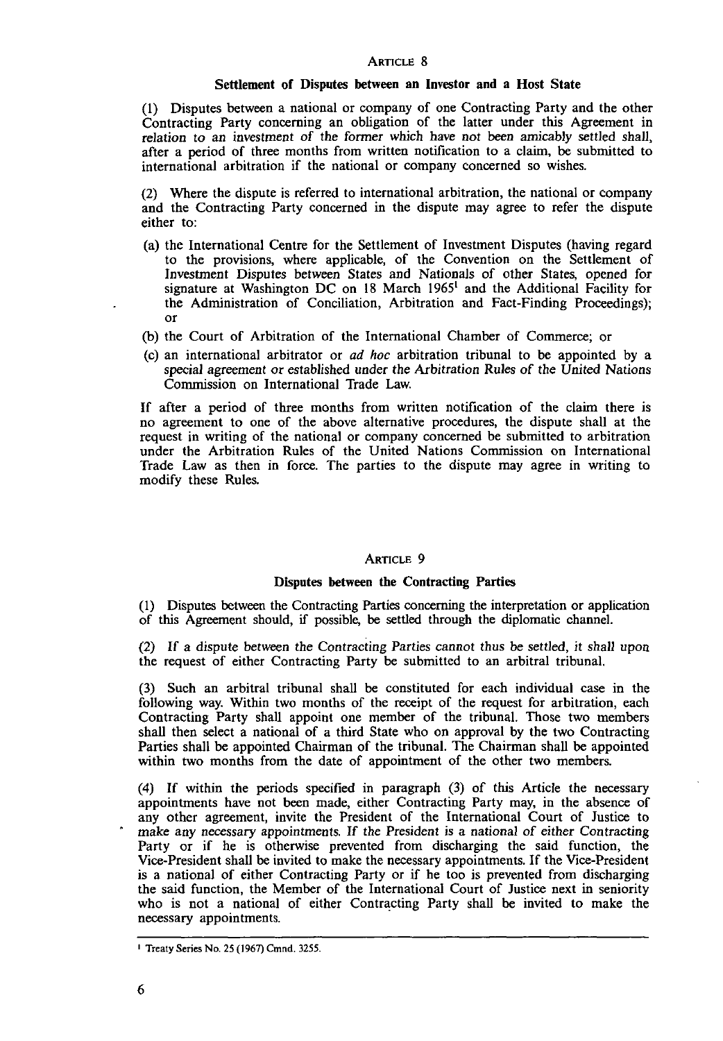## Article 8

### Settlement of Disputes between an Investor and a Host State

(1) Disputes between a national or company of one Contracting Party and the other Contracting Party concerning an obligation of the latter under this Agreement in relation to an investment of the former which have not been amicably settled shall, after a period of three months from written notification to a claim, be submitted to international arbitration if the national or company concerned so wishes.

(2) Where the dispute is referred to international arbitration, the national or company and the Contracting Party concerned in the dispute may agree to refer the dispute either to:

(a) the International Centre for the Settlement of Investment Disputes (having regard to the provisions, where applicable, of the Convention on the Settlement of Investment Disputes between States and Nationals of other States, opened for signature at Washington DC on 18 March 1965[1] and the Additional Facility for the Administration of Conciliation, Arbitration and Fact-Finding Proceedings); or

(b) the Court of Arbitration of the International Chamber of Commerce; or

(c) an international arbitrator or *ad hoc* arbitration tribunal to be appointed by a special agreement or established under the Arbitration Rules of the United Nations Commission on International Trade Law.

If after a period of three months from written notification of the claim there is no agreement to one of the above alternative procedures, the dispute shall at the request in writing of the national or company concerned be submitted to arbitration under the Arbitration Rules of the United Nations Commission on International Trade Law as then in force. The parties to the dispute may agree in writing to modify these Rules.

## Article 9

### Disputes between the Contracting Parties

(1) Disputes between the Contracting Parties concerning the interpretation or application of this Agreement should, if possible, be settled through the diplomatic channel.

(2) If a dispute between the Contracting Parties cannot thus be settled, it shall upon the request of either Contracting Party be submitted to an arbitral tribunal.

(3) Such an arbitral tribunal shall be constituted for each individual case in the following way. Within two months of the receipt of the request for arbitration, each Contracting Party shall appoint one member of the tribunal. Those two members shall then select a national of a third State who on approval by the two Contracting Parties shall be appointed Chairman of the tribunal. The Chairman shall be appointed within two months from the date of appointment of the other two members.

(4) If within the periods specified in paragraph (3) of this Article the necessary appointments have not been made, either Contracting Party may, in the absence of any other agreement, invite the President of the International Court of Justice to make any necessary appointments. If the President is a national of either Contracting Party or if he is otherwise prevented from discharging the said function, the Vice-President shall be invited to make the necessary appointments. If the Vice-President is a national of either Contracting Party or if he too is prevented from discharging the said function, the Member of the International Court of Justice next in seniority who is not a national of either Contracting Party shall be invited to make the necessary appointments.

---

[1] Treaty Series No. 25 (1967) Cmnd. 3255.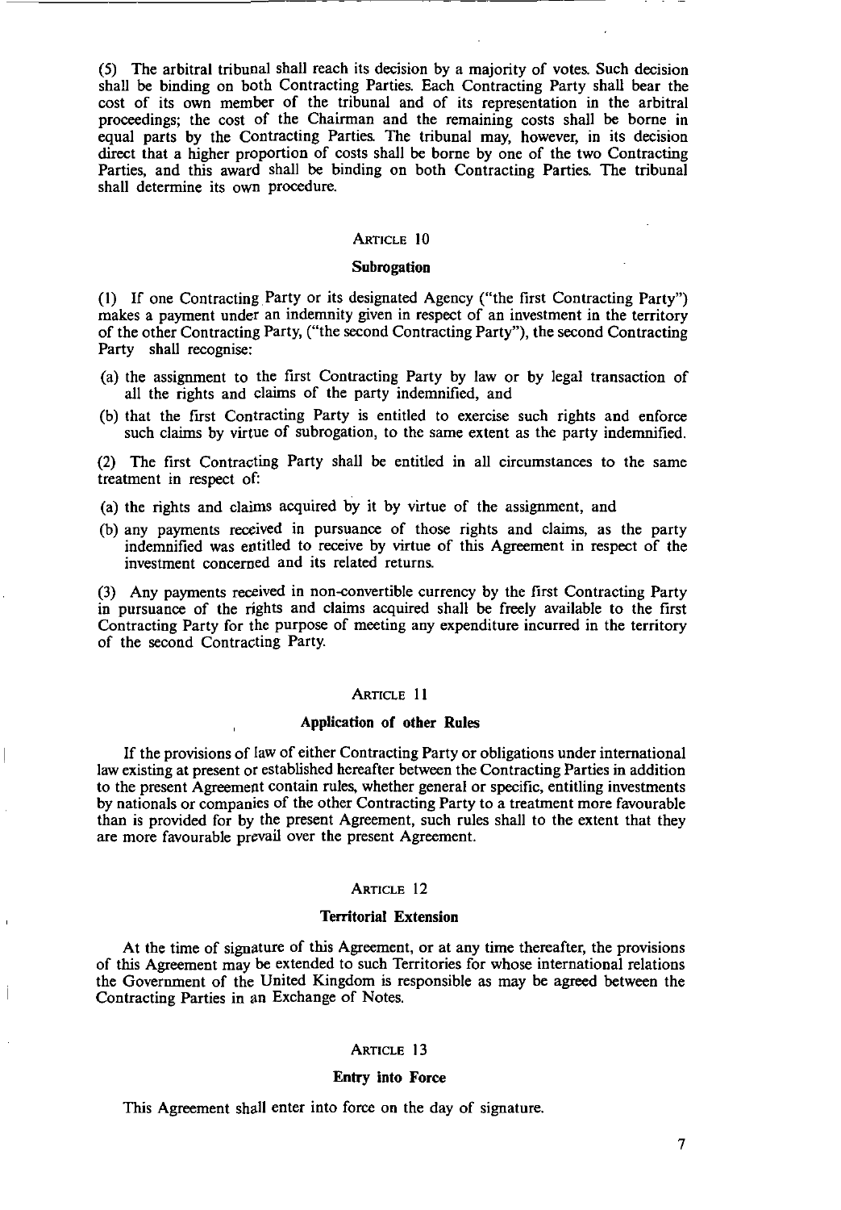(5) The arbitral tribunal shall reach its decision by a majority of votes. Such decision shall be binding on both Contracting Parties. Each Contracting Party shall bear the cost of its own member of the tribunal and of its representation in the arbitral proceedings; the cost of the Chairman and the remaining costs shall be borne in equal parts by the Contracting Parties. The tribunal may, however, in its decision direct that a higher proportion of costs shall be borne by one of the two Contracting Parties, and this award shall be binding on both Contracting Parties. The tribunal shall determine its own procedure.

## ARTICLE 10

### Subrogation

(1) If one Contracting Party or its designated Agency ("the first Contracting Party") makes a payment under an indemnity given in respect of an investment in the territory of the other Contracting Party, ("the second Contracting Party"), the second Contracting Party shall recognise:

(a) the assignment to the first Contracting Party by law or by legal transaction of all the rights and claims of the party indemnified, and

(b) that the first Contracting Party is entitled to exercise such rights and enforce such claims by virtue of subrogation, to the same extent as the party indemnified.

(2) The first Contracting Party shall be entitled in all circumstances to the same treatment in respect of:

(a) the rights and claims acquired by it by virtue of the assignment, and

(b) any payments received in pursuance of those rights and claims, as the party indemnified was entitled to receive by virtue of this Agreement in respect of the investment concerned and its related returns.

(3) Any payments received in non-convertible currency by the first Contracting Party in pursuance of the rights and claims acquired shall be freely available to the first Contracting Party for the purpose of meeting any expenditure incurred in the territory of the second Contracting Party.

## ARTICLE 11

### Application of other Rules

If the provisions of law of either Contracting Party or obligations under international law existing at present or established hereafter between the Contracting Parties in addition to the present Agreement contain rules, whether general or specific, entitling investments by nationals or companies of the other Contracting Party to a treatment more favourable than is provided for by the present Agreement, such rules shall to the extent that they are more favourable prevail over the present Agreement.

## ARTICLE 12

### Territorial Extension

At the time of signature of this Agreement, or at any time thereafter, the provisions of this Agreement may be extended to such Territories for whose international relations the Government of the United Kingdom is responsible as may be agreed between the Contracting Parties in an Exchange of Notes.

## ARTICLE 13

### Entry into Force

This Agreement shall enter into force on the day of signature.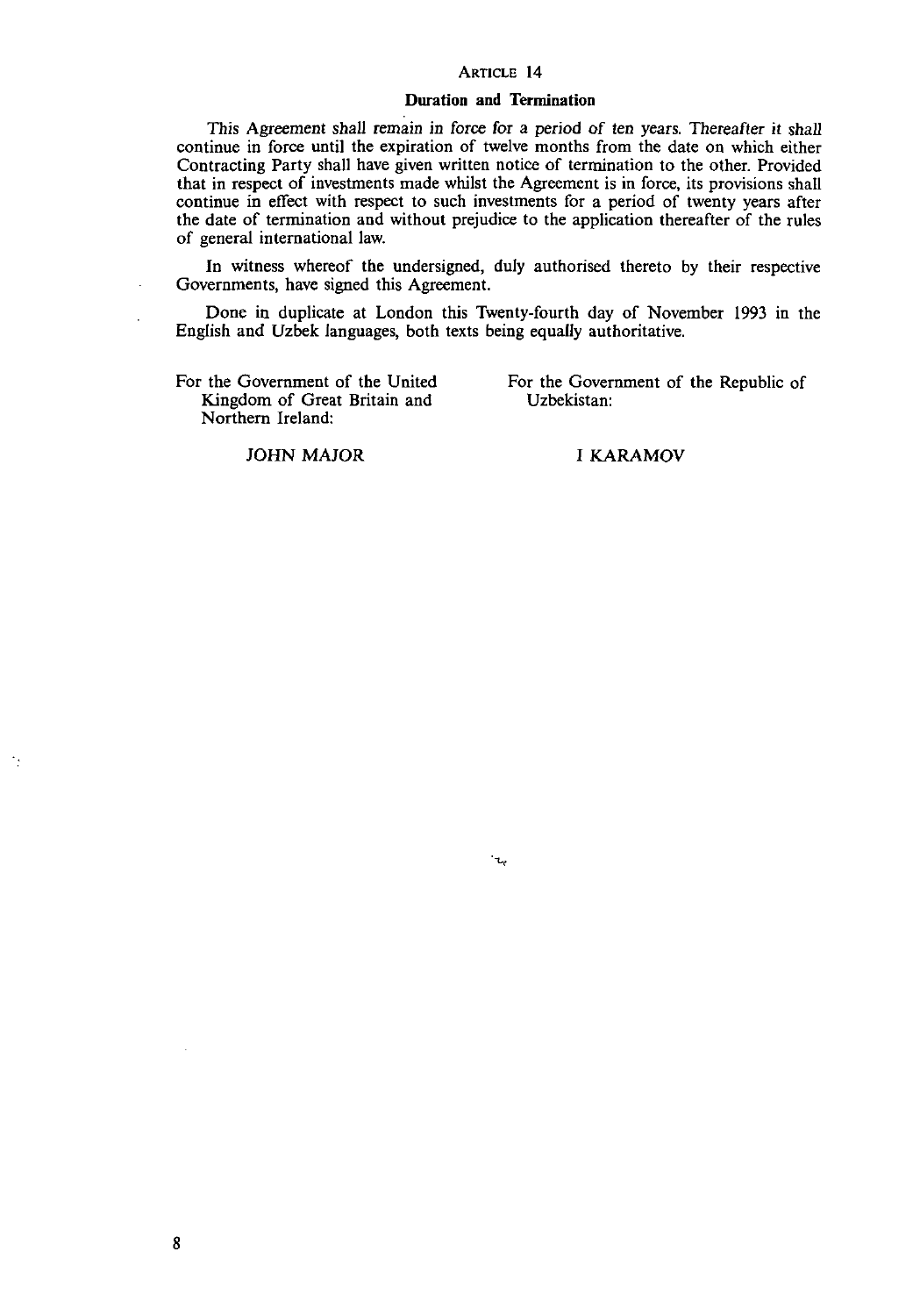### ARTICLE 14

### Duration and Termination

This Agreement shall remain in force for a period of ten years. Thereafter it shall continue in force until the expiration of twelve months from the date on which either Contracting Party shall have given written notice of termination to the other. Provided that in respect of investments made whilst the Agreement is in force, its provisions shall continue in effect with respect to such investments for a period of twenty years after the date of termination and without prejudice to the application thereafter of the rules of general international law.

In witness whereof the undersigned, duly authorised thereto by their respective Governments, have signed this Agreement.

Done in duplicate at London this Twenty-fourth day of November 1993 in the English and Uzbek languages, both texts being equally authoritative.

For the Government of the United Kingdom of Great Britain and Northern Ireland:

JOHN MAJOR

For the Government of the Republic of Uzbekistan:

I KARAMOV